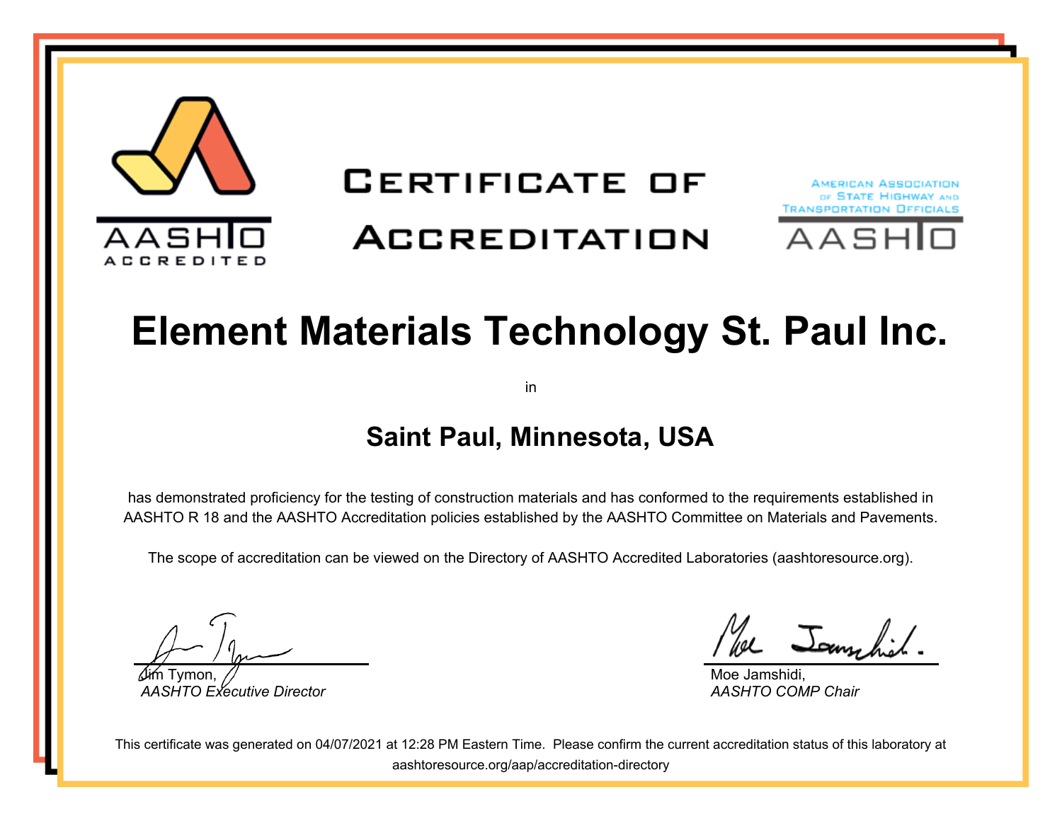AASHTO ACCREDITED

# CERTIFICATE OF ACCREDITATION

AMERICAN ASSOCIATION OF STATE HIGHWAY AND TRANSPORTATION OFFICIALS

AASHTO

# Element Materials Technology St. Paul Inc.

in

## Saint Paul, Minnesota, USA

has demonstrated proficiency for the testing of construction materials and has conformed to the requirements established in AASHTO R 18 and the AASHTO Accreditation policies established by the AASHTO Committee on Materials and Pavements.

The scope of accreditation can be viewed on the Directory of AASHTO Accredited Laboratories (aashtoresource.org).

Jim Tymon,
*AASHTO Executive Director*

Moe Jamshidi,
*AASHTO COMP Chair*

This certificate was generated on 04/07/2021 at 12:28 PM Eastern Time. Please confirm the current accreditation status of this laboratory at aashtoresource.org/aap/accreditation-directory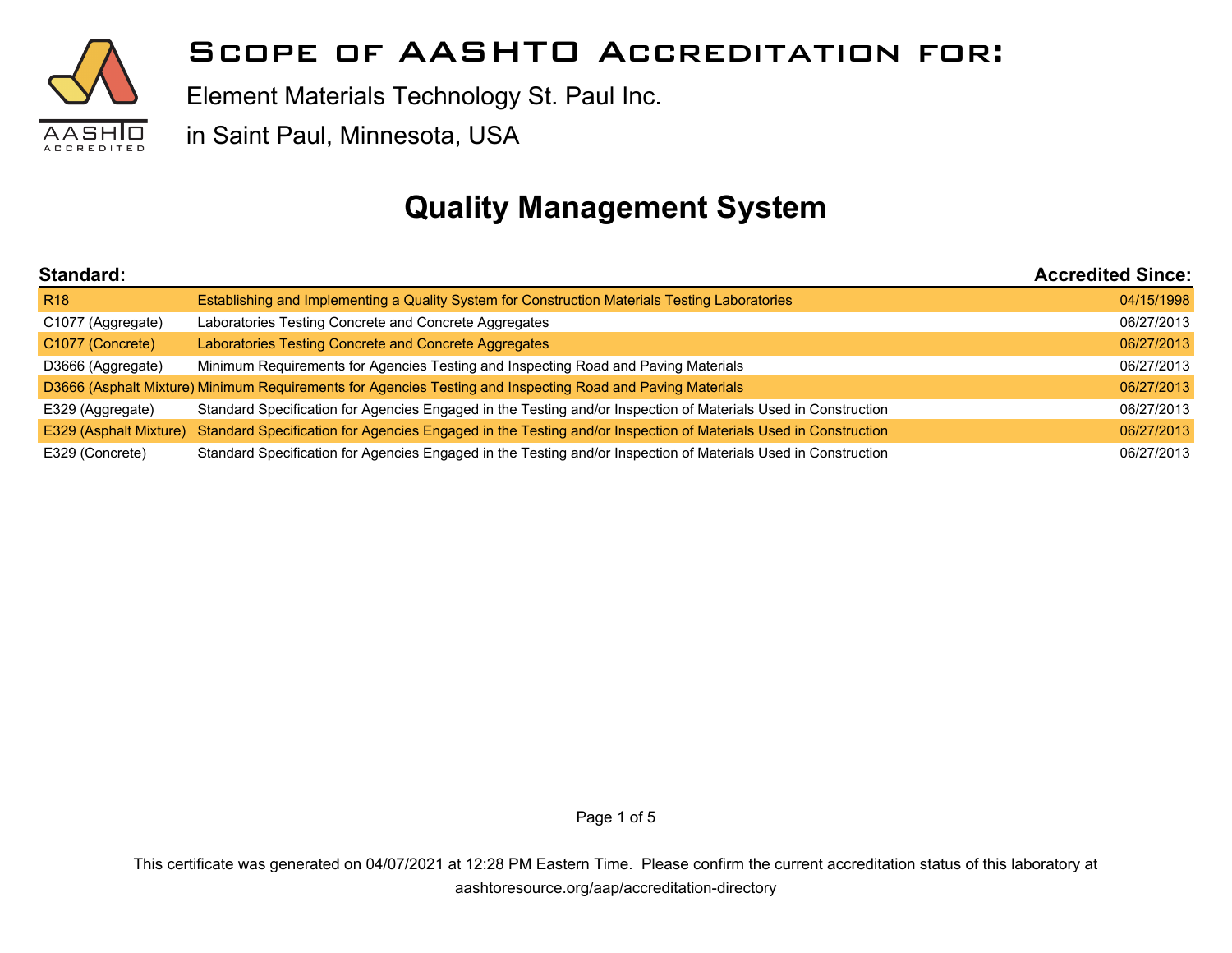# Scope of AASHTO Accreditation for:

Element Materials Technology St. Paul Inc.

in Saint Paul, Minnesota, USA

## Quality Management System

| Standard: | | Accredited Since: |
|---|---|---|
| R18 | Establishing and Implementing a Quality System for Construction Materials Testing Laboratories | 04/15/1998 |
| C1077 (Aggregate) | Laboratories Testing Concrete and Concrete Aggregates | 06/27/2013 |
| C1077 (Concrete) | Laboratories Testing Concrete and Concrete Aggregates | 06/27/2013 |
| D3666 (Aggregate) | Minimum Requirements for Agencies Testing and Inspecting Road and Paving Materials | 06/27/2013 |
| D3666 (Asphalt Mixture) | Minimum Requirements for Agencies Testing and Inspecting Road and Paving Materials | 06/27/2013 |
| E329 (Aggregate) | Standard Specification for Agencies Engaged in the Testing and/or Inspection of Materials Used in Construction | 06/27/2013 |
| E329 (Asphalt Mixture) | Standard Specification for Agencies Engaged in the Testing and/or Inspection of Materials Used in Construction | 06/27/2013 |
| E329 (Concrete) | Standard Specification for Agencies Engaged in the Testing and/or Inspection of Materials Used in Construction | 06/27/2013 |

This certificate was generated on 04/07/2021 at 12:28 PM Eastern Time. Please confirm the current accreditation status of this laboratory at aashtoresource.org/aap/accreditation-directory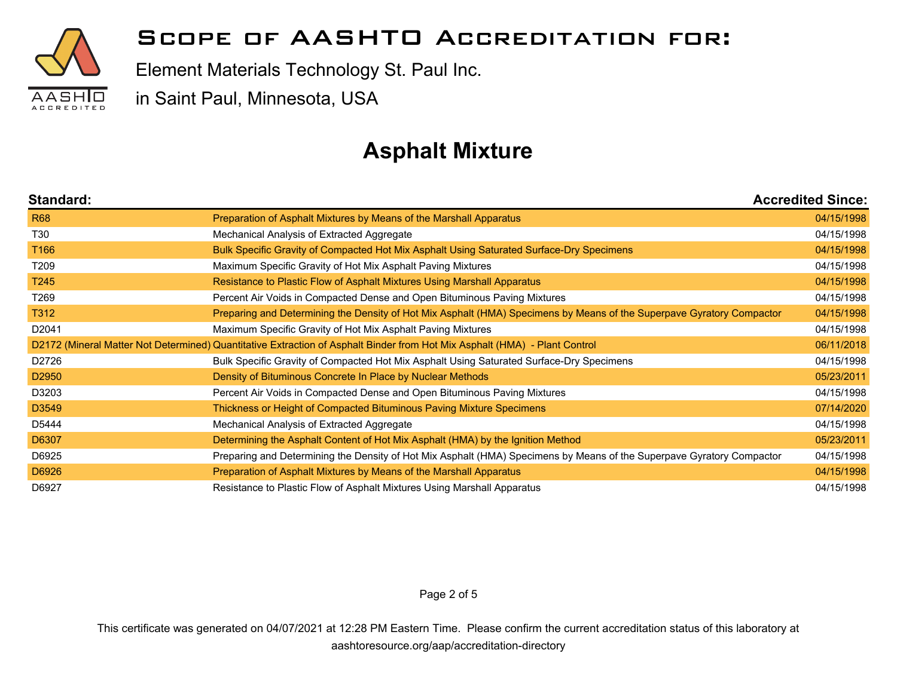# Scope of AASHTO Accreditation for:

Element Materials Technology St. Paul Inc.

in Saint Paul, Minnesota, USA

## Asphalt Mixture

| Standard: | | Accredited Since: |
|---|---|---|
| R68 | Preparation of Asphalt Mixtures by Means of the Marshall Apparatus | 04/15/1998 |
| T30 | Mechanical Analysis of Extracted Aggregate | 04/15/1998 |
| T166 | Bulk Specific Gravity of Compacted Hot Mix Asphalt Using Saturated Surface-Dry Specimens | 04/15/1998 |
| T209 | Maximum Specific Gravity of Hot Mix Asphalt Paving Mixtures | 04/15/1998 |
| T245 | Resistance to Plastic Flow of Asphalt Mixtures Using Marshall Apparatus | 04/15/1998 |
| T269 | Percent Air Voids in Compacted Dense and Open Bituminous Paving Mixtures | 04/15/1998 |
| T312 | Preparing and Determining the Density of Hot Mix Asphalt (HMA) Specimens by Means of the Superpave Gyratory Compactor | 04/15/1998 |
| D2041 | Maximum Specific Gravity of Hot Mix Asphalt Paving Mixtures | 04/15/1998 |
| D2172 (Mineral Matter Not Determined) | Quantitative Extraction of Asphalt Binder from Hot Mix Asphalt (HMA) - Plant Control | 06/11/2018 |
| D2726 | Bulk Specific Gravity of Compacted Hot Mix Asphalt Using Saturated Surface-Dry Specimens | 04/15/1998 |
| D2950 | Density of Bituminous Concrete In Place by Nuclear Methods | 05/23/2011 |
| D3203 | Percent Air Voids in Compacted Dense and Open Bituminous Paving Mixtures | 04/15/1998 |
| D3549 | Thickness or Height of Compacted Bituminous Paving Mixture Specimens | 07/14/2020 |
| D5444 | Mechanical Analysis of Extracted Aggregate | 04/15/1998 |
| D6307 | Determining the Asphalt Content of Hot Mix Asphalt (HMA) by the Ignition Method | 05/23/2011 |
| D6925 | Preparing and Determining the Density of Hot Mix Asphalt (HMA) Specimens by Means of the Superpave Gyratory Compactor | 04/15/1998 |
| D6926 | Preparation of Asphalt Mixtures by Means of the Marshall Apparatus | 04/15/1998 |
| D6927 | Resistance to Plastic Flow of Asphalt Mixtures Using Marshall Apparatus | 04/15/1998 |

This certificate was generated on 04/07/2021 at 12:28 PM Eastern Time. Please confirm the current accreditation status of this laboratory at aashtoresource.org/aap/accreditation-directory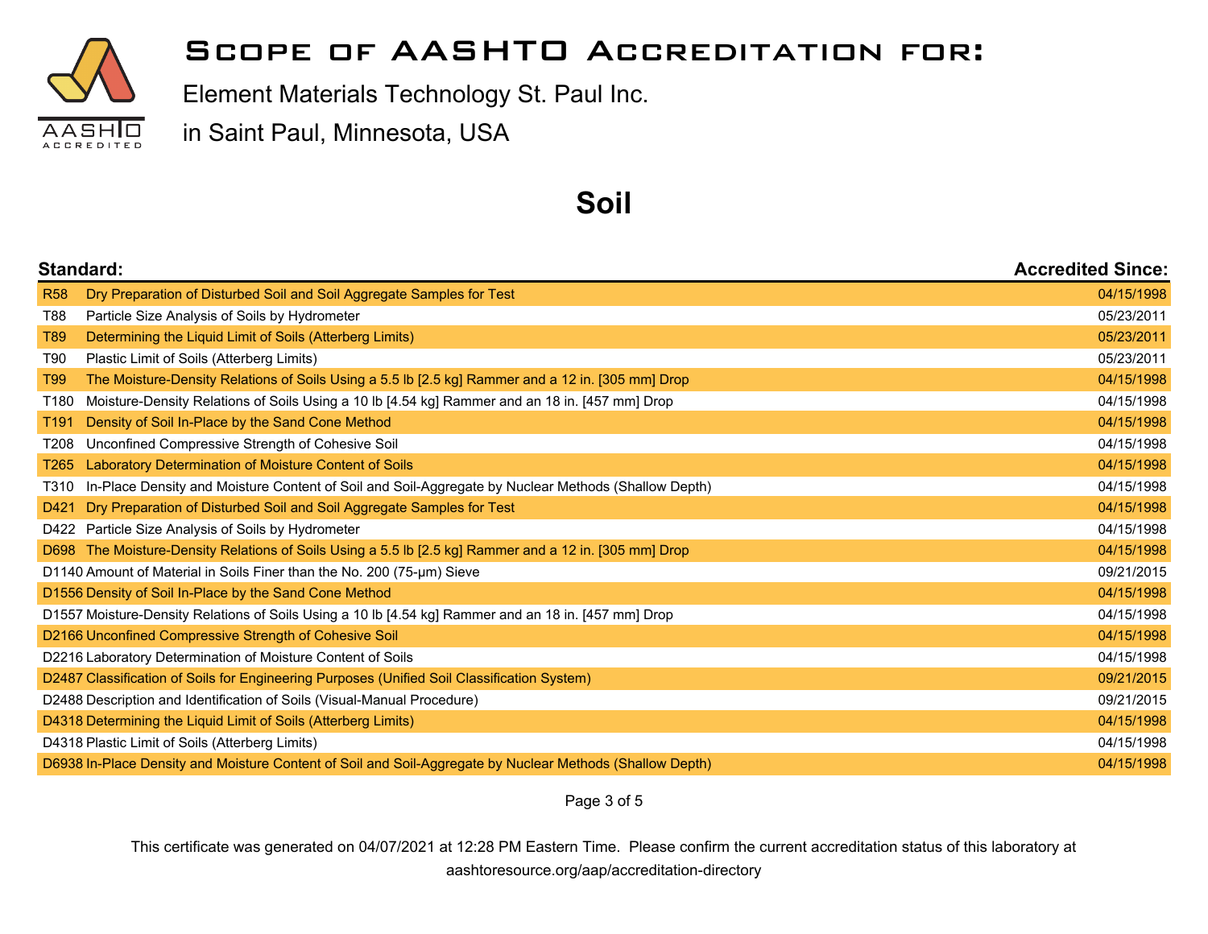# Scope of AASHTO Accreditation for:

Element Materials Technology St. Paul Inc.

in Saint Paul, Minnesota, USA

## Soil

| Standard: | | Accredited Since: |
|---|---|---|
| R58 | Dry Preparation of Disturbed Soil and Soil Aggregate Samples for Test | 04/15/1998 |
| T88 | Particle Size Analysis of Soils by Hydrometer | 05/23/2011 |
| T89 | Determining the Liquid Limit of Soils (Atterberg Limits) | 05/23/2011 |
| T90 | Plastic Limit of Soils (Atterberg Limits) | 05/23/2011 |
| T99 | The Moisture-Density Relations of Soils Using a 5.5 lb [2.5 kg] Rammer and a 12 in. [305 mm] Drop | 04/15/1998 |
| T180 | Moisture-Density Relations of Soils Using a 10 lb [4.54 kg] Rammer and an 18 in. [457 mm] Drop | 04/15/1998 |
| T191 | Density of Soil In-Place by the Sand Cone Method | 04/15/1998 |
| T208 | Unconfined Compressive Strength of Cohesive Soil | 04/15/1998 |
| T265 | Laboratory Determination of Moisture Content of Soils | 04/15/1998 |
| T310 | In-Place Density and Moisture Content of Soil and Soil-Aggregate by Nuclear Methods (Shallow Depth) | 04/15/1998 |
| D421 | Dry Preparation of Disturbed Soil and Soil Aggregate Samples for Test | 04/15/1998 |
| D422 | Particle Size Analysis of Soils by Hydrometer | 04/15/1998 |
| D698 | The Moisture-Density Relations of Soils Using a 5.5 lb [2.5 kg] Rammer and a 12 in. [305 mm] Drop | 04/15/1998 |
| D1140 | Amount of Material in Soils Finer than the No. 200 (75-μm) Sieve | 09/21/2015 |
| D1556 | Density of Soil In-Place by the Sand Cone Method | 04/15/1998 |
| D1557 | Moisture-Density Relations of Soils Using a 10 lb [4.54 kg] Rammer and an 18 in. [457 mm] Drop | 04/15/1998 |
| D2166 | Unconfined Compressive Strength of Cohesive Soil | 04/15/1998 |
| D2216 | Laboratory Determination of Moisture Content of Soils | 04/15/1998 |
| D2487 | Classification of Soils for Engineering Purposes (Unified Soil Classification System) | 09/21/2015 |
| D2488 | Description and Identification of Soils (Visual-Manual Procedure) | 09/21/2015 |
| D4318 | Determining the Liquid Limit of Soils (Atterberg Limits) | 04/15/1998 |
| D4318 | Plastic Limit of Soils (Atterberg Limits) | 04/15/1998 |
| D6938 | In-Place Density and Moisture Content of Soil and Soil-Aggregate by Nuclear Methods (Shallow Depth) | 04/15/1998 |

This certificate was generated on 04/07/2021 at 12:28 PM Eastern Time. Please confirm the current accreditation status of this laboratory at aashtoresource.org/aap/accreditation-directory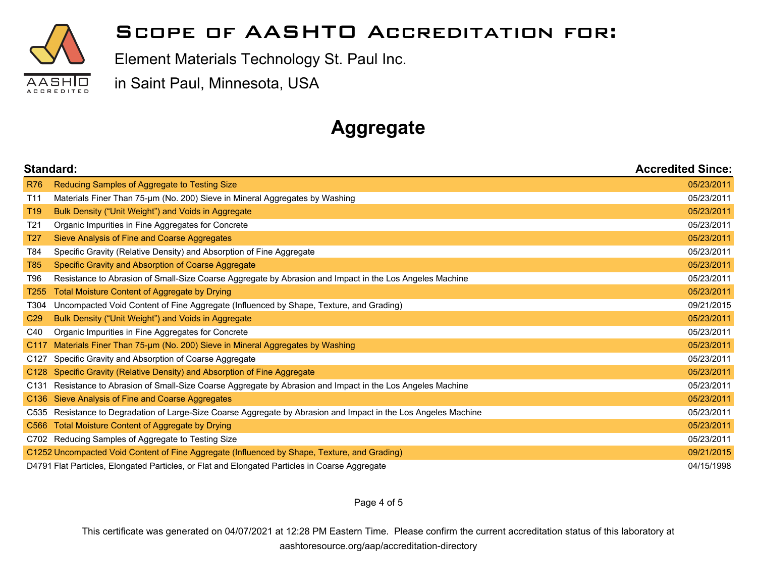# Scope of AASHTO Accreditation for:

Element Materials Technology St. Paul Inc.

in Saint Paul, Minnesota, USA

## Aggregate

| Standard: | | Accredited Since: |
|---|---|---|
| R76 | Reducing Samples of Aggregate to Testing Size | 05/23/2011 |
| T11 | Materials Finer Than 75-μm (No. 200) Sieve in Mineral Aggregates by Washing | 05/23/2011 |
| T19 | Bulk Density (“Unit Weight”) and Voids in Aggregate | 05/23/2011 |
| T21 | Organic Impurities in Fine Aggregates for Concrete | 05/23/2011 |
| T27 | Sieve Analysis of Fine and Coarse Aggregates | 05/23/2011 |
| T84 | Specific Gravity (Relative Density) and Absorption of Fine Aggregate | 05/23/2011 |
| T85 | Specific Gravity and Absorption of Coarse Aggregate | 05/23/2011 |
| T96 | Resistance to Abrasion of Small-Size Coarse Aggregate by Abrasion and Impact in the Los Angeles Machine | 05/23/2011 |
| T255 | Total Moisture Content of Aggregate by Drying | 05/23/2011 |
| T304 | Uncompacted Void Content of Fine Aggregate (Influenced by Shape, Texture, and Grading) | 09/21/2015 |
| C29 | Bulk Density (“Unit Weight”) and Voids in Aggregate | 05/23/2011 |
| C40 | Organic Impurities in Fine Aggregates for Concrete | 05/23/2011 |
| C117 | Materials Finer Than 75-μm (No. 200) Sieve in Mineral Aggregates by Washing | 05/23/2011 |
| C127 | Specific Gravity and Absorption of Coarse Aggregate | 05/23/2011 |
| C128 | Specific Gravity (Relative Density) and Absorption of Fine Aggregate | 05/23/2011 |
| C131 | Resistance to Abrasion of Small-Size Coarse Aggregate by Abrasion and Impact in the Los Angeles Machine | 05/23/2011 |
| C136 | Sieve Analysis of Fine and Coarse Aggregates | 05/23/2011 |
| C535 | Resistance to Degradation of Large-Size Coarse Aggregate by Abrasion and Impact in the Los Angeles Machine | 05/23/2011 |
| C566 | Total Moisture Content of Aggregate by Drying | 05/23/2011 |
| C702 | Reducing Samples of Aggregate to Testing Size | 05/23/2011 |
| C1252 | Uncompacted Void Content of Fine Aggregate (Influenced by Shape, Texture, and Grading) | 09/21/2015 |
| D4791 | Flat Particles, Elongated Particles, or Flat and Elongated Particles in Coarse Aggregate | 04/15/1998 |

This certificate was generated on 04/07/2021 at 12:28 PM Eastern Time. Please confirm the current accreditation status of this laboratory at aashtoresource.org/aap/accreditation-directory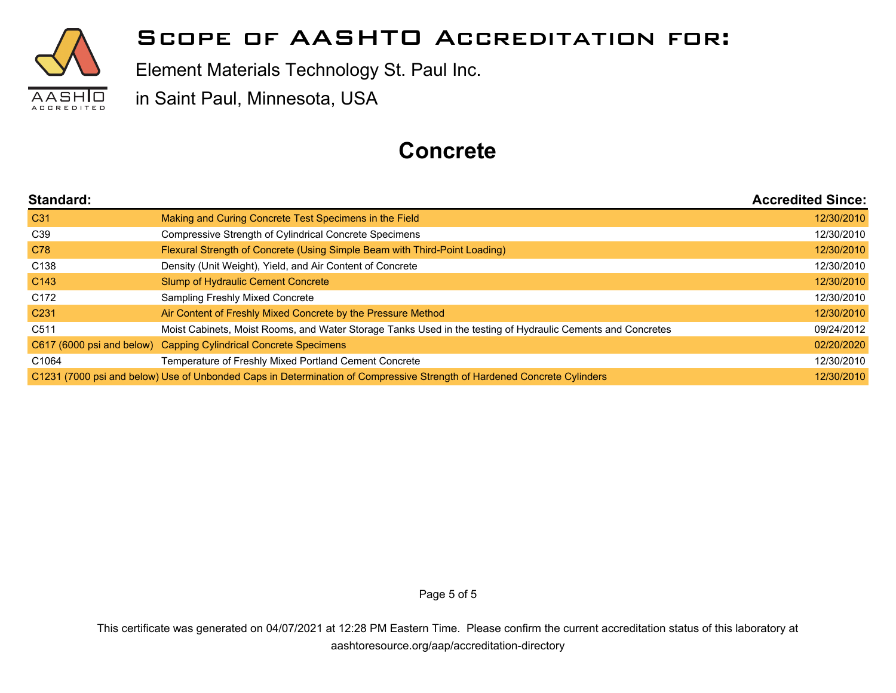# Scope of AASHTO Accreditation for:

Element Materials Technology St. Paul Inc.

in Saint Paul, Minnesota, USA

## Concrete

| Standard: | | Accredited Since: |
|---|---|---|
| C31 | Making and Curing Concrete Test Specimens in the Field | 12/30/2010 |
| C39 | Compressive Strength of Cylindrical Concrete Specimens | 12/30/2010 |
| C78 | Flexural Strength of Concrete (Using Simple Beam with Third-Point Loading) | 12/30/2010 |
| C138 | Density (Unit Weight), Yield, and Air Content of Concrete | 12/30/2010 |
| C143 | Slump of Hydraulic Cement Concrete | 12/30/2010 |
| C172 | Sampling Freshly Mixed Concrete | 12/30/2010 |
| C231 | Air Content of Freshly Mixed Concrete by the Pressure Method | 12/30/2010 |
| C511 | Moist Cabinets, Moist Rooms, and Water Storage Tanks Used in the testing of Hydraulic Cements and Concretes | 09/24/2012 |
| C617 (6000 psi and below) | Capping Cylindrical Concrete Specimens | 02/20/2020 |
| C1064 | Temperature of Freshly Mixed Portland Cement Concrete | 12/30/2010 |
| C1231 (7000 psi and below) | Use of Unbonded Caps in Determination of Compressive Strength of Hardened Concrete Cylinders | 12/30/2010 |

This certificate was generated on 04/07/2021 at 12:28 PM Eastern Time. Please confirm the current accreditation status of this laboratory at aashtoresource.org/aap/accreditation-directory